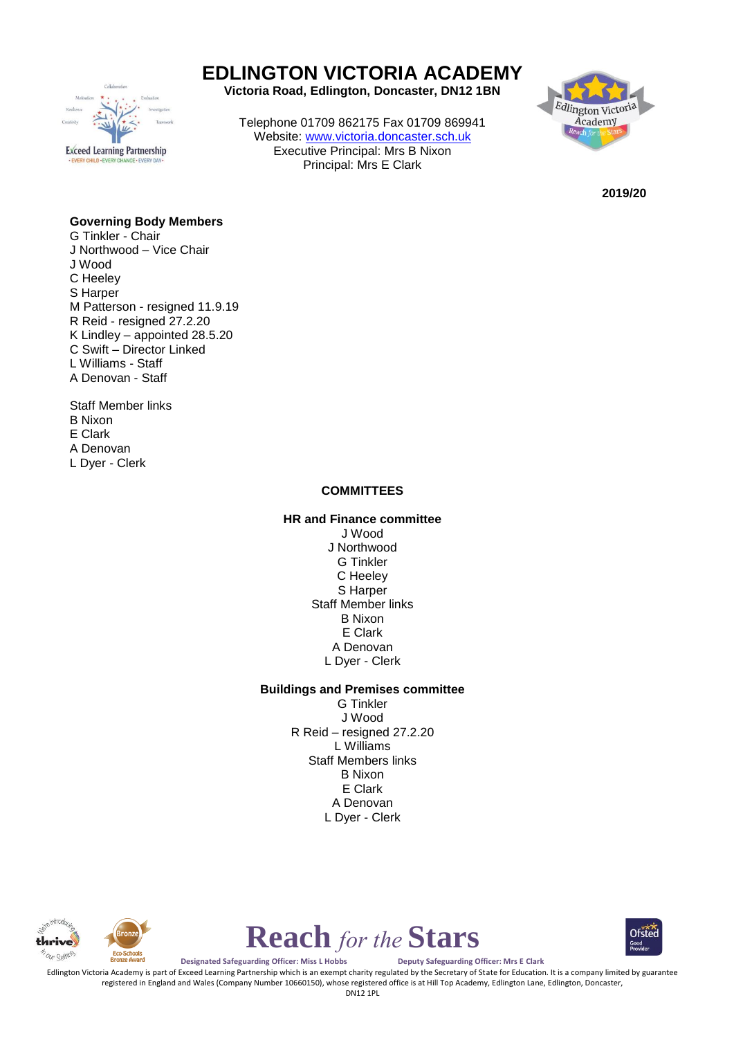# EDLINGTON VICTORIA ACADEMY

**Victoria Road, Edlington, Doncaster, DN12 1BN**

Telephone 01709 862175 Fax 01709 869941
Website: www.victoria.doncaster.sch.uk
Executive Principal: Mrs B Nixon
Principal: Mrs E Clark

**2019/20**

**Governing Body Members**

G Tinkler - Chair
J Northwood – Vice Chair
J Wood
C Heeley
S Harper
M Patterson - resigned 11.9.19
R Reid - resigned 27.2.20
K Lindley – appointed 28.5.20
C Swift – Director Linked
L Williams - Staff
A Denovan - Staff

Staff Member links
B Nixon
E Clark
A Denovan
L Dyer - Clerk

## COMMITTEES

### HR and Finance committee

J Wood
J Northwood
G Tinkler
C Heeley
S Harper
Staff Member links
B Nixon
E Clark
A Denovan
L Dyer - Clerk

### Buildings and Premises committee

G Tinkler
J Wood
R Reid – resigned 27.2.20
L Williams
Staff Members links
B Nixon
E Clark
A Denovan
L Dyer - Clerk

**Reach** *for the* **Stars**

Designated Safeguarding Officer: Miss L Hobbs    Deputy Safeguarding Officer: Mrs E Clark

Edlington Victoria Academy is part of Exceed Learning Partnership which is an exempt charity regulated by the Secretary of State for Education. It is a company limited by guarantee registered in England and Wales (Company Number 10660150), whose registered office is at Hill Top Academy, Edlington Lane, Edlington, Doncaster, DN12 1PL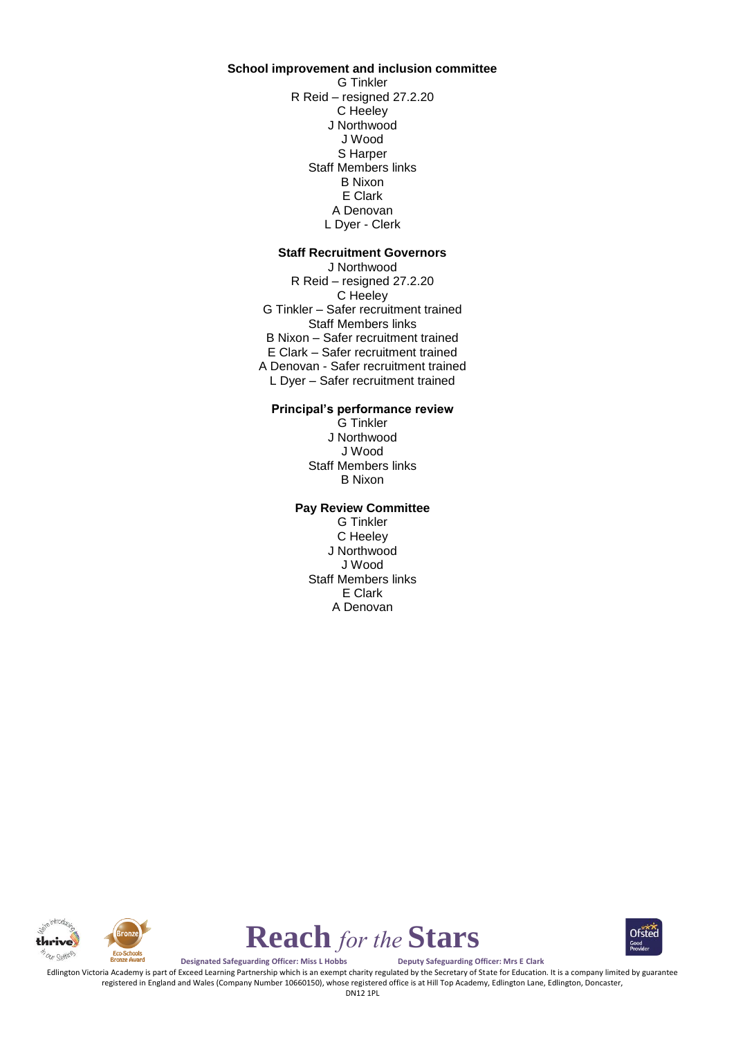**School improvement and inclusion committee**

G Tinkler
R Reid – resigned 27.2.20
C Heeley
J Northwood
J Wood
S Harper
Staff Members links
B Nixon
E Clark
A Denovan
L Dyer - Clerk

**Staff Recruitment Governors**

J Northwood
R Reid – resigned 27.2.20
C Heeley
G Tinkler – Safer recruitment trained
Staff Members links
B Nixon – Safer recruitment trained
E Clark – Safer recruitment trained
A Denovan - Safer recruitment trained
L Dyer – Safer recruitment trained

**Principal's performance review**

G Tinkler
J Northwood
J Wood
Staff Members links
B Nixon

**Pay Review Committee**

G Tinkler
C Heeley
J Northwood
J Wood
Staff Members links
E Clark
A Denovan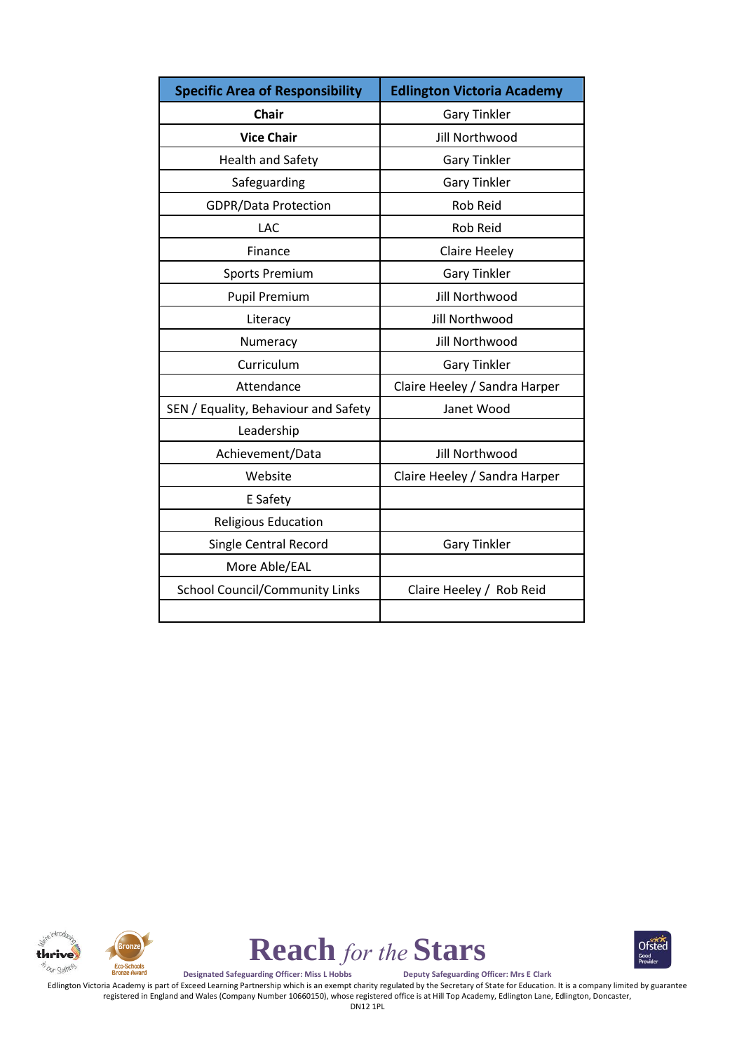| Specific Area of Responsibility | Edlington Victoria Academy |
|---|---|
| **Chair** | Gary Tinkler |
| **Vice Chair** | Jill Northwood |
| Health and Safety | Gary Tinkler |
| Safeguarding | Gary Tinkler |
| GDPR/Data Protection | Rob Reid |
| LAC | Rob Reid |
| Finance | Claire Heeley |
| Sports Premium | Gary Tinkler |
| Pupil Premium | Jill Northwood |
| Literacy | Jill Northwood |
| Numeracy | Jill Northwood |
| Curriculum | Gary Tinkler |
| Attendance | Claire Heeley / Sandra Harper |
| SEN / Equality, Behaviour and Safety | Janet Wood |
| Leadership | |
| Achievement/Data | Jill Northwood |
| Website | Claire Heeley / Sandra Harper |
| E Safety | |
| Religious Education | |
| Single Central Record | Gary Tinkler |
| More Able/EAL | |
| School Council/Community Links | Claire Heeley / Rob Reid |
| | |

Reach *for the* Stars

Designated Safeguarding Officer: Miss L Hobbs     Deputy Safeguarding Officer: Mrs E Clark

Edlington Victoria Academy is part of Exceed Learning Partnership which is an exempt charity regulated by the Secretary of State for Education. It is a company limited by guarantee registered in England and Wales (Company Number 10660150), whose registered office is at Hill Top Academy, Edlington Lane, Edlington, Doncaster, DN12 1PL